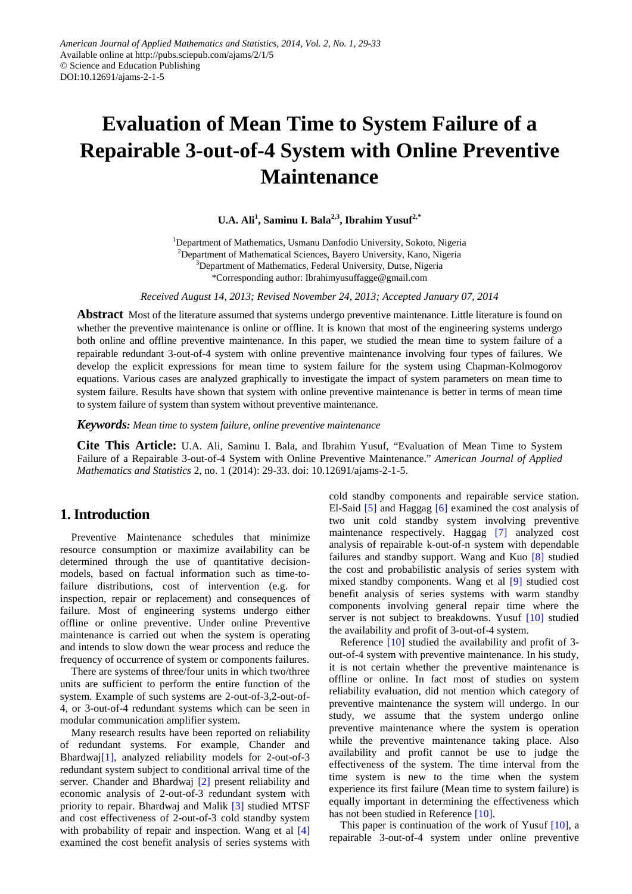# Evaluation of Mean Time to System Failure of a Repairable 3-out-of-4 System with Online Preventive Maintenance

**U.A. Ali[1], Saminu I. Bala[2,3], Ibrahim Yusuf[2,*]**

[1]Department of Mathematics, Usmanu Danfodio University, Sokoto, Nigeria
[2]Department of Mathematical Sciences, Bayero University, Kano, Nigeria
[3]Department of Mathematics, Federal University, Dutse, Nigeria
*Corresponding author: Ibrahimyusuffagge@gmail.com

*Received August 14, 2013; Revised November 24, 2013; Accepted January 07, 2014*

**Abstract** Most of the literature assumed that systems undergo preventive maintenance. Little literature is found on whether the preventive maintenance is online or offline. It is known that most of the engineering systems undergo both online and offline preventive maintenance. In this paper, we studied the mean time to system failure of a repairable redundant 3-out-of-4 system with online preventive maintenance involving four types of failures. We develop the explicit expressions for mean time to system failure for the system using Chapman-Kolmogorov equations. Various cases are analyzed graphically to investigate the impact of system parameters on mean time to system failure. Results have shown that system with online preventive maintenance is better in terms of mean time to system failure of system than system without preventive maintenance.

***Keywords:*** *Mean time to system failure, online preventive maintenance*

**Cite This Article:** U.A. Ali, Saminu I. Bala, and Ibrahim Yusuf, "Evaluation of Mean Time to System Failure of a Repairable 3-out-of-4 System with Online Preventive Maintenance." *American Journal of Applied Mathematics and Statistics* 2, no. 1 (2014): 29-33. doi: 10.12691/ajams-2-1-5.

## 1. Introduction

Preventive Maintenance schedules that minimize resource consumption or maximize availability can be determined through the use of quantitative decision-models, based on factual information such as time-to-failure distributions, cost of intervention (e.g. for inspection, repair or replacement) and consequences of failure. Most of engineering systems undergo either offline or online preventive. Under online Preventive maintenance is carried out when the system is operating and intends to slow down the wear process and reduce the frequency of occurrence of system or components failures.

There are systems of three/four units in which two/three units are sufficient to perform the entire function of the system. Example of such systems are 2-out-of-3,2-out-of-4, or 3-out-of-4 redundant systems which can be seen in modular communication amplifier system.

Many research results have been reported on reliability of redundant systems. For example, Chander and Bhardwaj[1], analyzed reliability models for 2-out-of-3 redundant system subject to conditional arrival time of the server. Chander and Bhardwaj [2] present reliability and economic analysis of 2-out-of-3 redundant system with priority to repair. Bhardwaj and Malik [3] studied MTSF and cost effectiveness of 2-out-of-3 cold standby system with probability of repair and inspection. Wang et al [4] examined the cost benefit analysis of series systems with cold standby components and repairable service station. El-Said [5] and Haggag [6] examined the cost analysis of two unit cold standby system involving preventive maintenance respectively. Haggag [7] analyzed cost analysis of repairable k-out-of-n system with dependable failures and standby support. Wang and Kuo [8] studied the cost and probabilistic analysis of series system with mixed standby components. Wang et al [9] studied cost benefit analysis of series systems with warm standby components involving general repair time where the server is not subject to breakdowns. Yusuf [10] studied the availability and profit of 3-out-of-4 system.

Reference [10] studied the availability and profit of 3-out-of-4 system with preventive maintenance. In his study, it is not certain whether the preventive maintenance is offline or online. In fact most of studies on system reliability evaluation, did not mention which category of preventive maintenance the system will undergo. In our study, we assume that the system undergo online preventive maintenance where the system is operation while the preventive maintenance taking place. Also availability and profit cannot be use to judge the effectiveness of the system. The time interval from the time system is new to the time when the system experience its first failure (Mean time to system failure) is equally important in determining the effectiveness which has not been studied in Reference [10].

This paper is continuation of the work of Yusuf [10], a repairable 3-out-of-4 system under online preventive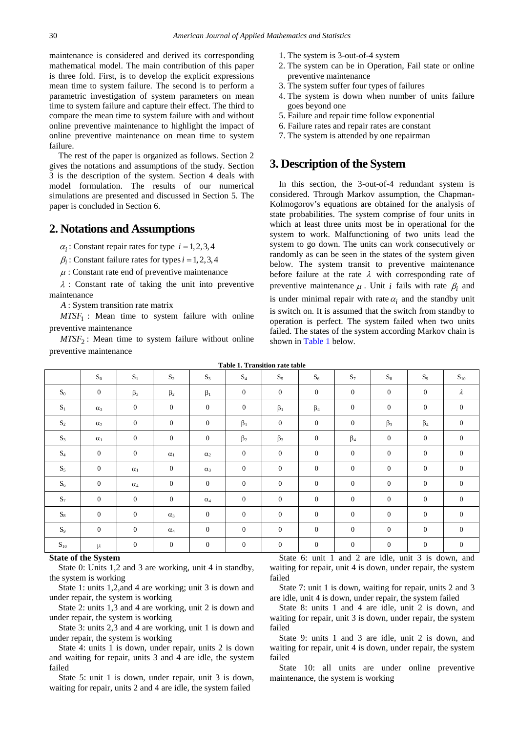maintenance is considered and derived its corresponding mathematical model. The main contribution of this paper is three fold. First, is to develop the explicit expressions mean time to system failure. The second is to perform a parametric investigation of system parameters on mean time to system failure and capture their effect. The third to compare the mean time to system failure with and without online preventive maintenance to highlight the impact of online preventive maintenance on mean time to system failure.

The rest of the paper is organized as follows. Section 2 gives the notations and assumptions of the study. Section 3 is the description of the system. Section 4 deals with model formulation. The results of our numerical simulations are presented and discussed in Section 5. The paper is concluded in Section 6.

## 2. Notations and Assumptions

$\alpha_i$ : Constant repair rates for type $i = 1, 2, 3, 4$

$\beta_i$ : Constant failure rates for types $i = 1, 2, 3, 4$

$\mu$ : Constant rate end of preventive maintenance

$\lambda$ : Constant rate of taking the unit into preventive maintenance

$A$ : System transition rate matrix

$MTSF_1$ : Mean time to system failure with online preventive maintenance

$MTSF_2$ : Mean time to system failure without online preventive maintenance

1. The system is 3-out-of-4 system
2. The system can be in Operation, Fail state or online preventive maintenance
3. The system suffer four types of failures
4. The system is down when number of units failure goes beyond one
5. Failure and repair time follow exponential
6. Failure rates and repair rates are constant
7. The system is attended by one repairman

## 3. Description of the System

In this section, the 3-out-of-4 redundant system is considered. Through Markov assumption, the Chapman-Kolmogorov's equations are obtained for the analysis of state probabilities. The system comprise of four units in which at least three units most be in operational for the system to work. Malfunctioning of two units lead the system to go down. The units can work consecutively or randomly as can be seen in the states of the system given below. The system transit to preventive maintenance before failure at the rate $\lambda$ with corresponding rate of preventive maintenance $\mu$. Unit $i$ fails with rate $\beta_i$ and is under minimal repair with rate $\alpha_i$ and the standby unit is switch on. It is assumed that the switch from standby to operation is perfect. The system failed when two units failed. The states of the system according Markov chain is shown in Table 1 below.

**Table 1. Transition rate table**

| | $S_0$ | $S_1$ | $S_2$ | $S_3$ | $S_4$ | $S_5$ | $S_6$ | $S_7$ | $S_8$ | $S_9$ | $S_{10}$ |
|---|---|---|---|---|---|---|---|---|---|---|---|
| $S_0$ | 0 | $\beta_3$ | $\beta_2$ | $\beta_1$ | 0 | 0 | 0 | 0 | 0 | 0 | $\lambda$ |
| $S_1$ | $\alpha_3$ | 0 | 0 | 0 | 0 | $\beta_1$ | $\beta_4$ | 0 | 0 | 0 | 0 |
| $S_2$ | $\alpha_2$ | 0 | 0 | 0 | $\beta_1$ | 0 | 0 | 0 | $\beta_3$ | $\beta_4$ | 0 |
| $S_3$ | $\alpha_1$ | 0 | 0 | 0 | $\beta_2$ | $\beta_3$ | 0 | $\beta_4$ | 0 | 0 | 0 |
| $S_4$ | 0 | 0 | $\alpha_1$ | $\alpha_2$ | 0 | 0 | 0 | 0 | 0 | 0 | 0 |
| $S_5$ | 0 | $\alpha_1$ | 0 | $\alpha_3$ | 0 | 0 | 0 | 0 | 0 | 0 | 0 |
| $S_6$ | 0 | $\alpha_4$ | 0 | 0 | 0 | 0 | 0 | 0 | 0 | 0 | 0 |
| $S_7$ | 0 | 0 | 0 | $\alpha_4$ | 0 | 0 | 0 | 0 | 0 | 0 | 0 |
| $S_8$ | 0 | 0 | $\alpha_3$ | 0 | 0 | 0 | 0 | 0 | 0 | 0 | 0 |
| $S_9$ | 0 | 0 | $\alpha_4$ | 0 | 0 | 0 | 0 | 0 | 0 | 0 | 0 |
| $S_{10}$ | $\mu$ | 0 | 0 | 0 | 0 | 0 | 0 | 0 | 0 | 0 | 0 |

**State of the System**

State 0: Units 1,2 and 3 are working, unit 4 in standby, the system is working

State 1: units 1,2,and 4 are working; unit 3 is down and under repair, the system is working

State 2: units 1,3 and 4 are working, unit 2 is down and under repair, the system is working

State 3: units 2,3 and 4 are working, unit 1 is down and under repair, the system is working

State 4: units 1 is down, under repair, units 2 is down and waiting for repair, units 3 and 4 are idle, the system failed

State 5: unit 1 is down, under repair, unit 3 is down, waiting for repair, units 2 and 4 are idle, the system failed

State 6: unit 1 and 2 are idle, unit 3 is down, and waiting for repair, unit 4 is down, under repair, the system failed

State 7: unit 1 is down, waiting for repair, units 2 and 3 are idle, unit 4 is down, under repair, the system failed

State 8: units 1 and 4 are idle, unit 2 is down, and waiting for repair, unit 3 is down, under repair, the system failed

State 9: units 1 and 3 are idle, unit 2 is down, and waiting for repair, unit 4 is down, under repair, the system failed

State 10: all units are under online preventive maintenance, the system is working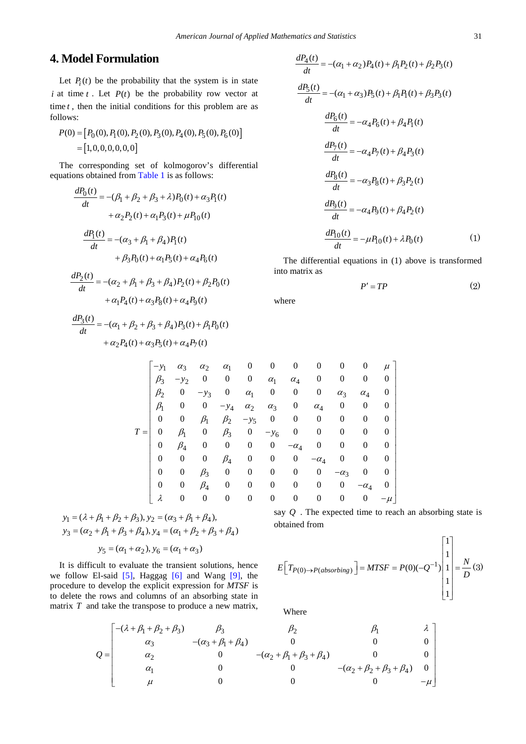## 4. Model Formulation

Let $P_i(t)$ be the probability that the system is in state $i$ at time $t$. Let $P(t)$ be the probability row vector at time $t$, then the initial conditions for this problem are as follows:

$$P(0) = [P_0(0), P_1(0), P_2(0), P_3(0), P_4(0), P_5(0), P_6(0)] = [1, 0, 0, 0, 0, 0, 0]$$

The corresponding set of kolmogorov's differential equations obtained from Table 1 is as follows:

$$\frac{dP_0(t)}{dt} = -(\beta_1 + \beta_2 + \beta_3 + \lambda)P_0(t) + \alpha_3 P_1(t) + \alpha_2 P_2(t) + \alpha_1 P_3(t) + \mu P_{10}(t)$$

$$\frac{dP_1(t)}{dt} = -(\alpha_3 + \beta_1 + \beta_4)P_1(t) + \beta_3 P_0(t) + \alpha_1 P_5(t) + \alpha_4 P_6(t)$$

$$\frac{dP_2(t)}{dt} = -(\alpha_2 + \beta_1 + \beta_3 + \beta_4)P_2(t) + \beta_2 P_0(t) + \alpha_1 P_4(t) + \alpha_3 P_8(t) + \alpha_4 P_9(t)$$

$$\frac{dP_3(t)}{dt} = -(\alpha_1 + \beta_2 + \beta_3 + \beta_4)P_3(t) + \beta_1 P_0(t) + \alpha_2 P_4(t) + \alpha_3 P_5(t) + \alpha_4 P_7(t)$$

$$\frac{dP_4(t)}{dt} = -(\alpha_1 + \alpha_2)P_4(t) + \beta_1 P_2(t) + \beta_2 P_3(t)$$

$$\frac{dP_5(t)}{dt} = -(\alpha_1 + \alpha_3)P_5(t) + \beta_1 P_1(t) + \beta_3 P_3(t)$$

$$\frac{dP_6(t)}{dt} = -\alpha_4 P_6(t) + \beta_4 P_1(t)$$

$$\frac{dP_7(t)}{dt} = -\alpha_4 P_7(t) + \beta_4 P_3(t)$$

$$\frac{dP_8(t)}{dt} = -\alpha_3 P_8(t) + \beta_3 P_2(t)$$

$$\frac{dP_9(t)}{dt} = -\alpha_4 P_9(t) + \beta_4 P_2(t)$$

$$\frac{dP_{10}(t)}{dt} = -\mu P_{10}(t) + \lambda P_0(t) \tag{1}$$

The differential equations in (1) above is transformed into matrix as

$$P' = TP \tag{2}$$

where

$$T = \begin{bmatrix} -y_1 & \alpha_3 & \alpha_2 & \alpha_1 & 0 & 0 & 0 & 0 & 0 & 0 & \mu \\ \beta_3 & -y_2 & 0 & 0 & 0 & \alpha_1 & \alpha_4 & 0 & 0 & 0 & 0 \\ \beta_2 & 0 & -y_3 & 0 & \alpha_1 & 0 & 0 & 0 & \alpha_3 & \alpha_4 & 0 \\ \beta_1 & 0 & 0 & -y_4 & \alpha_2 & \alpha_3 & 0 & \alpha_4 & 0 & 0 & 0 \\ 0 & 0 & \beta_1 & \beta_2 & -y_5 & 0 & 0 & 0 & 0 & 0 & 0 \\ 0 & \beta_1 & 0 & \beta_3 & 0 & -y_6 & 0 & 0 & 0 & 0 & 0 \\ 0 & \beta_4 & 0 & 0 & 0 & 0 & -\alpha_4 & 0 & 0 & 0 & 0 \\ 0 & 0 & 0 & \beta_4 & 0 & 0 & 0 & -\alpha_4 & 0 & 0 & 0 \\ 0 & 0 & \beta_3 & 0 & 0 & 0 & 0 & 0 & -\alpha_3 & 0 & 0 \\ 0 & 0 & \beta_4 & 0 & 0 & 0 & 0 & 0 & 0 & -\alpha_4 & 0 \\ \lambda & 0 & 0 & 0 & 0 & 0 & 0 & 0 & 0 & 0 & -\mu \end{bmatrix}$$

$y_1 = (\lambda + \beta_1 + \beta_2 + \beta_3)$, $y_2 = (\alpha_3 + \beta_1 + \beta_4)$,
$y_3 = (\alpha_2 + \beta_1 + \beta_3 + \beta_4)$, $y_4 = (\alpha_1 + \beta_2 + \beta_3 + \beta_4)$

$y_5 = (\alpha_1 + \alpha_2)$, $y_6 = (\alpha_1 + \alpha_3)$

It is difficult to evaluate the transient solutions, hence we follow El-said [5], Haggag [6] and Wang [9], the procedure to develop the explicit expression for *MTSF* is to delete the rows and columns of an absorbing state in matrix $T$ and take the transpose to produce a new matrix, say $Q$. The expected time to reach an absorbing state is obtained from

$$E\left[T_{P(0)\to P(absorbing)}\right] = MTSF = P(0)(-Q^{-1})\begin{bmatrix}1\\1\\1\\1\\1\end{bmatrix} = \frac{N}{D} \tag{3}$$

Where

$$Q = \begin{bmatrix} -(\lambda + \beta_1 + \beta_2 + \beta_3) & \beta_3 & \beta_2 & \beta_1 & \lambda \\ \alpha_3 & -(\alpha_3 + \beta_1 + \beta_4) & 0 & 0 & 0 \\ \alpha_2 & 0 & -(\alpha_2 + \beta_1 + \beta_3 + \beta_4) & 0 & 0 \\ \alpha_1 & 0 & 0 & -(\alpha_2 + \beta_2 + \beta_3 + \beta_4) & 0 \\ \mu & 0 & 0 & 0 & -\mu \end{bmatrix}$$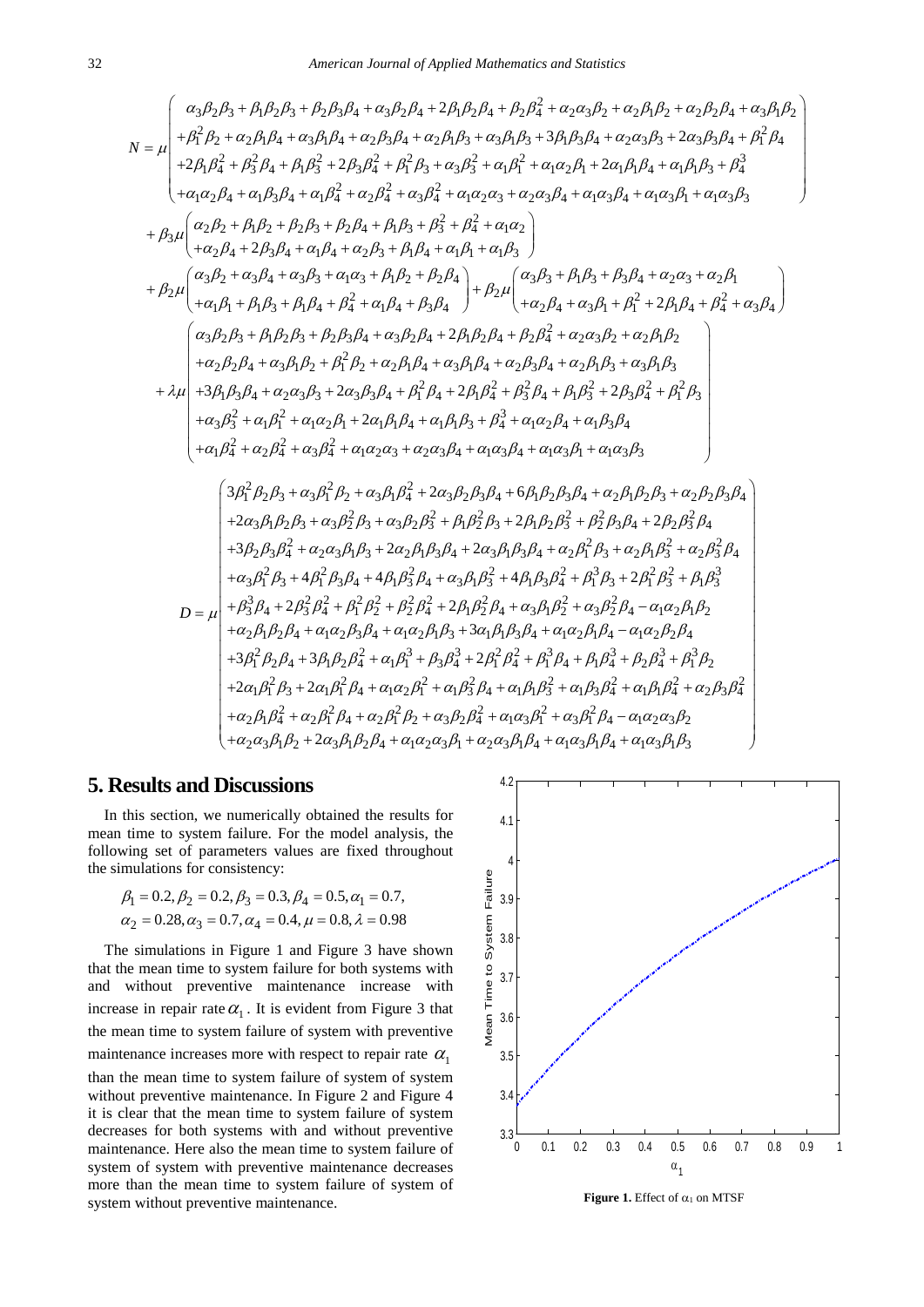$$N = \mu\begin{pmatrix} \alpha_3\beta_2\beta_3 + \beta_1\beta_2\beta_3 + \beta_2\beta_3\beta_4 + \alpha_3\beta_2\beta_4 + 2\beta_1\beta_2\beta_4 + \beta_2\beta_4^2 + \alpha_2\alpha_3\beta_2 + \alpha_2\beta_1\beta_2 + \alpha_2\beta_2\beta_4 + \alpha_3\beta_1\beta_2 \\ +\beta_1^2\beta_2 + \alpha_2\beta_1\beta_4 + \alpha_3\beta_1\beta_4 + \alpha_2\beta_3\beta_4 + \alpha_2\beta_1\beta_3 + \alpha_3\beta_1\beta_3 + 3\beta_1\beta_3\beta_4 + \alpha_2\alpha_3\beta_3 + 2\alpha_3\beta_3\beta_4 + \beta_1^2\beta_4 \\ +2\beta_1\beta_4^2 + \beta_3^2\beta_4 + \beta_1\beta_3^2 + 2\beta_3\beta_4^2 + \beta_1^2\beta_3 + \alpha_3\beta_3^2 + \alpha_1\beta_1^2 + \alpha_1\alpha_2\beta_1 + 2\alpha_1\beta_1\beta_4 + \alpha_1\beta_1\beta_3 + \beta_4^3 \\ +\alpha_1\alpha_2\beta_4 + \alpha_1\beta_3\beta_4 + \alpha_1\beta_4^2 + \alpha_2\beta_4^2 + \alpha_3\beta_4^2 + \alpha_1\alpha_2\alpha_3 + \alpha_2\alpha_3\beta_4 + \alpha_1\alpha_3\beta_4 + \alpha_1\alpha_3\beta_1 + \alpha_1\alpha_3\beta_3 \end{pmatrix}$$

$$+\beta_3\mu\begin{pmatrix} \alpha_2\beta_2 + \beta_1\beta_2 + \beta_2\beta_3 + \beta_2\beta_4 + \beta_1\beta_3 + \beta_3^2 + \beta_4^2 + \alpha_1\alpha_2 \\ +\alpha_2\beta_4 + 2\beta_3\beta_4 + \alpha_1\beta_4 + \alpha_2\beta_3 + \beta_1\beta_4 + \alpha_1\beta_1 + \alpha_1\beta_3 \end{pmatrix}$$

$$+\beta_2\mu\begin{pmatrix} \alpha_3\beta_2 + \alpha_3\beta_4 + \alpha_3\beta_3 + \alpha_1\alpha_3 + \beta_1\beta_2 + \beta_2\beta_4 \\ +\alpha_1\beta_1 + \beta_1\beta_3 + \beta_1\beta_4 + \beta_4^2 + \alpha_1\beta_4 + \beta_3\beta_4 \end{pmatrix} + \beta_2\mu\begin{pmatrix} \alpha_3\beta_3 + \beta_1\beta_3 + \beta_3\beta_4 + \alpha_2\alpha_3 + \alpha_2\beta_1 \\ +\alpha_2\beta_4 + \alpha_3\beta_1 + \beta_1^2 + 2\beta_1\beta_4 + \beta_4^2 + \alpha_3\beta_4 \end{pmatrix}$$

$$+\lambda\mu\begin{pmatrix} \alpha_3\beta_2\beta_3 + \beta_1\beta_2\beta_3 + \beta_2\beta_3\beta_4 + \alpha_3\beta_2\beta_4 + 2\beta_1\beta_2\beta_4 + \beta_2\beta_4^2 + \alpha_2\alpha_3\beta_2 + \alpha_2\beta_1\beta_2 \\ +\alpha_2\beta_2\beta_4 + \alpha_3\beta_1\beta_2 + \beta_1^2\beta_2 + \alpha_2\beta_1\beta_4 + \alpha_3\beta_1\beta_4 + \alpha_2\beta_3\beta_4 + \alpha_2\beta_1\beta_3 + \alpha_3\beta_1\beta_3 \\ +3\beta_1\beta_3\beta_4 + \alpha_2\alpha_3\beta_3 + 2\alpha_3\beta_3\beta_4 + \beta_1^2\beta_4 + 2\beta_1\beta_4^2 + \beta_3^2\beta_4 + \beta_1\beta_3^2 + 2\beta_3\beta_4^2 + \beta_1^2\beta_3 \\ +\alpha_3\beta_3^2 + \alpha_1\beta_1^2 + \alpha_1\alpha_2\beta_1 + 2\alpha_1\beta_1\beta_4 + \alpha_1\beta_1\beta_3 + \beta_4^3 + \alpha_1\alpha_2\beta_4 + \alpha_1\beta_3\beta_4 \\ +\alpha_1\beta_4^2 + \alpha_2\beta_4^2 + \alpha_3\beta_4^2 + \alpha_1\alpha_2\alpha_3 + \alpha_2\alpha_3\beta_4 + \alpha_1\alpha_3\beta_4 + \alpha_1\alpha_3\beta_1 + \alpha_1\alpha_3\beta_3 \end{pmatrix}$$

$$D = \mu\begin{pmatrix} 3\beta_1^2\beta_2\beta_3 + \alpha_3\beta_1^2\beta_2 + \alpha_3\beta_1\beta_4^2 + 2\alpha_3\beta_2\beta_3\beta_4 + 6\beta_1\beta_2\beta_3\beta_4 + \alpha_2\beta_1\beta_2\beta_3 + \alpha_2\beta_2\beta_3\beta_4 \\ +2\alpha_3\beta_1\beta_2\beta_3 + \alpha_3\beta_2^2\beta_3 + \alpha_3\beta_2\beta_3^2 + \beta_1\beta_2^2\beta_3 + 2\beta_1\beta_2\beta_3^2 + \beta_2^2\beta_3\beta_4 + 2\beta_2\beta_3^2\beta_4 \\ +3\beta_2\beta_3\beta_4^2 + \alpha_2\alpha_3\beta_1\beta_3 + 2\alpha_2\beta_1\beta_3\beta_4 + 2\alpha_3\beta_1\beta_3\beta_4 + \alpha_2\beta_1^2\beta_3 + \alpha_2\beta_1\beta_3^2 + \alpha_2\beta_3^2\beta_4 \\ +\alpha_3\beta_1^2\beta_3 + 4\beta_1^2\beta_3\beta_4 + 4\beta_1\beta_3^2\beta_4 + \alpha_3\beta_1\beta_3^2 + 4\beta_1\beta_3\beta_4^2 + \beta_1^3\beta_3 + 2\beta_1^2\beta_3^2 + \beta_1\beta_3^3 \\ +\beta_3^3\beta_4 + 2\beta_3^2\beta_4^2 + \beta_1^2\beta_2^2 + \beta_2^2\beta_4^2 + 2\beta_1\beta_2^2\beta_4 + \alpha_3\beta_1\beta_2^2 + \alpha_3\beta_2^2\beta_4 - \alpha_1\alpha_2\beta_1\beta_2 \\ +\alpha_2\beta_1\beta_2\beta_4 + \alpha_1\alpha_2\beta_3\beta_4 + \alpha_1\alpha_2\beta_1\beta_3 + 3\alpha_1\beta_1\beta_3\beta_4 + \alpha_1\alpha_2\beta_1\beta_4 - \alpha_1\alpha_2\beta_2\beta_4 \\ +3\beta_1^2\beta_2\beta_4 + 3\beta_1\beta_2\beta_4^2 + \alpha_1\beta_1^3 + \beta_3\beta_4^3 + 2\beta_1^2\beta_4^2 + \beta_1^3\beta_4 + \beta_1\beta_4^3 + \beta_2\beta_4^3 + \beta_1^3\beta_2 \\ +2\alpha_1\beta_1^2\beta_3 + 2\alpha_1\beta_1^2\beta_4 + \alpha_1\alpha_2\beta_1^2 + \alpha_1\beta_3^2\beta_4 + \alpha_1\beta_1\beta_3^2 + \alpha_1\beta_3\beta_4^2 + \alpha_1\beta_1\beta_4^2 + \alpha_2\beta_3\beta_4^2 \\ +\alpha_2\beta_1\beta_4^2 + \alpha_2\beta_1^2\beta_4 + \alpha_2\beta_1^2\beta_2 + \alpha_3\beta_2\beta_4^2 + \alpha_1\alpha_3\beta_1^2 + \alpha_3\beta_1^2\beta_4 - \alpha_1\alpha_2\alpha_3\beta_2 \\ +\alpha_2\alpha_3\beta_1\beta_2 + 2\alpha_3\beta_1\beta_2\beta_4 + \alpha_1\alpha_2\alpha_3\beta_1 + \alpha_2\alpha_3\beta_1\beta_4 + \alpha_1\alpha_3\beta_1\beta_4 + \alpha_1\alpha_3\beta_1\beta_3 \end{pmatrix}$$

## 5. Results and Discussions

In this section, we numerically obtained the results for mean time to system failure. For the model analysis, the following set of parameters values are fixed throughout the simulations for consistency:

$$\beta_1 = 0.2, \beta_2 = 0.2, \beta_3 = 0.3, \beta_4 = 0.5, \alpha_1 = 0.7,$$
$$\alpha_2 = 0.28, \alpha_3 = 0.7, \alpha_4 = 0.4, \mu = 0.8, \lambda = 0.98$$

The simulations in Figure 1 and Figure 3 have shown that the mean time to system failure for both systems with and without preventive maintenance increase with increase in repair rate $\alpha_1$. It is evident from Figure 3 that the mean time to system failure of system with preventive maintenance increases more with respect to repair rate $\alpha_1$ than the mean time to system failure of system of system without preventive maintenance. In Figure 2 and Figure 4 it is clear that the mean time to system failure of system decreases for both systems with and without preventive maintenance. Here also the mean time to system failure of system of system with preventive maintenance decreases more than the mean time to system failure of system of system without preventive maintenance.

**Figure 1.** Effect of $\alpha_1$ on MTSF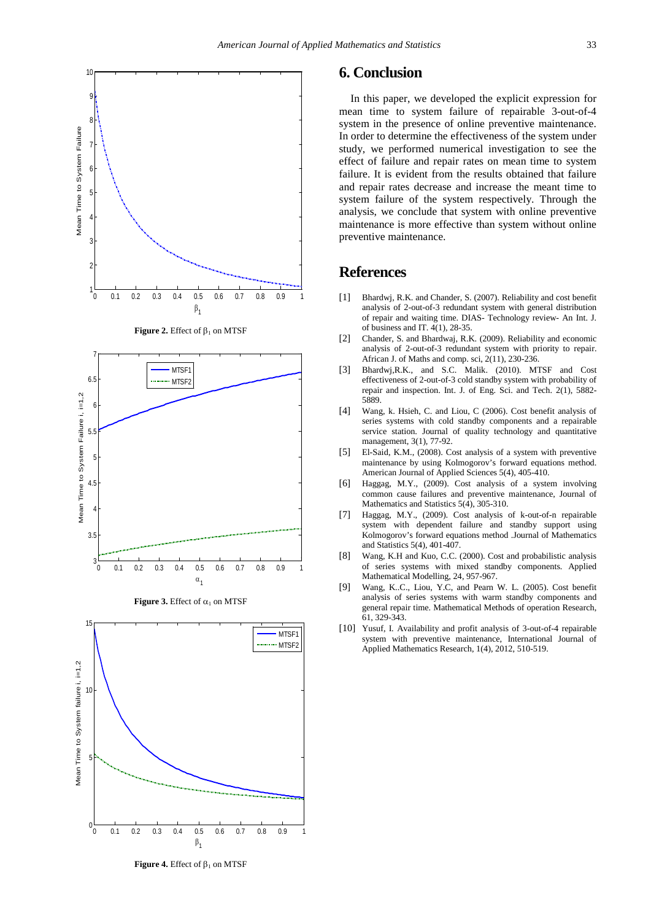Mean Time to System Failure

10
9
8
7
6
5
4
3
2
1

0 0.1 0.2 0.3 0.4 0.5 0.6 0.7 0.8 0.9 1

$\beta_1$

**Figure 2.** Effect of $\beta_1$ on MTSF

Mean Time to System Failure i, i=1,2

MTSF1
MTSF2

7
6.5
6
5.5
5
4.5
4
3.5
3

0 0.1 0.2 0.3 0.4 0.5 0.6 0.7 0.8 0.9 1

$\alpha_1$

**Figure 3.** Effect of $\alpha_1$ on MTSF

Mean Time to System failure i, i=1,2

MTSF1
MTSF2

15
10
5
0

0 0.1 0.2 0.3 0.4 0.5 0.6 0.7 0.8 0.9 1

$\beta_1$

**Figure 4.** Effect of $\beta_1$ on MTSF

# 6. Conclusion

In this paper, we developed the explicit expression for mean time to system failure of repairable 3-out-of-4 system in the presence of online preventive maintenance. In order to determine the effectiveness of the system under study, we performed numerical investigation to see the effect of failure and repair rates on mean time to system failure. It is evident from the results obtained that failure and repair rates decrease and increase the meant time to system failure of the system respectively. Through the analysis, we conclude that system with online preventive maintenance is more effective than system without online preventive maintenance.

# References

[1] Bhardwj, R.K. and Chander, S. (2007). Reliability and cost benefit analysis of 2-out-of-3 redundant system with general distribution of repair and waiting time. DIAS- Technology review- An Int. J. of business and IT. 4(1), 28-35.

[2] Chander, S. and Bhardwaj, R.K. (2009). Reliability and economic analysis of 2-out-of-3 redundant system with priority to repair. African J. of Maths and comp. sci, 2(11), 230-236.

[3] Bhardwj,R.K., and S.C. Malik. (2010). MTSF and Cost effectiveness of 2-out-of-3 cold standby system with probability of repair and inspection. Int. J. of Eng. Sci. and Tech. 2(1), 5882-5889.

[4] Wang, k. Hsieh, C. and Liou, C (2006). Cost benefit analysis of series systems with cold standby components and a repairable service station. Journal of quality technology and quantitative management, 3(1), 77-92.

[5] El-Said, K.M., (2008). Cost analysis of a system with preventive maintenance by using Kolmogorov's forward equations method. American Journal of Applied Sciences 5(4), 405-410.

[6] Haggag, M.Y., (2009). Cost analysis of a system involving common cause failures and preventive maintenance, Journal of Mathematics and Statistics 5(4), 305-310.

[7] Haggag, M.Y., (2009). Cost analysis of k-out-of-n repairable system with dependent failure and standby support using Kolmogorov's forward equations method .Journal of Mathematics and Statistics 5(4), 401-407.

[8] Wang, K.H and Kuo, C.C. (2000). Cost and probabilistic analysis of series systems with mixed standby components. Applied Mathematical Modelling, 24, 957-967.

[9] Wang, K..C., Liou, Y.C, and Pearn W. L. (2005). Cost benefit analysis of series systems with warm standby components and general repair time. Mathematical Methods of operation Research, 61, 329-343.

[10] Yusuf, I. Availability and profit analysis of 3-out-of-4 repairable system with preventive maintenance, International Journal of Applied Mathematics Research, 1(4), 2012, 510-519.